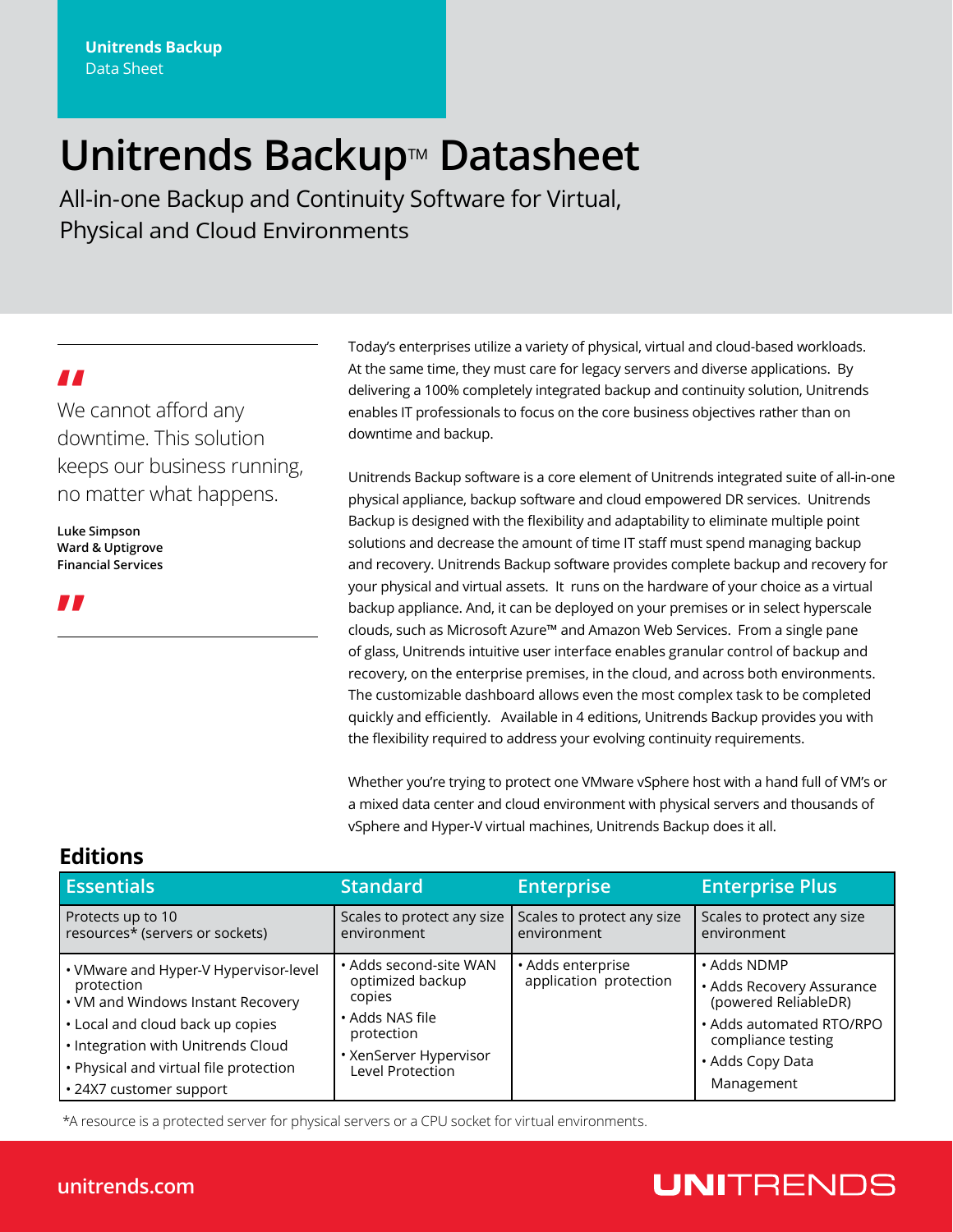Unitrends Backup
Data Sheet

# Unitrends Backup™ Datasheet

All-in-one Backup and Continuity Software for Virtual, Physical and Cloud Environments

> "We cannot afford any downtime. This solution keeps our business running, no matter what happens."
>
> **Luke Simpson**
> **Ward & Uptigrove**
> **Financial Services**

Today's enterprises utilize a variety of physical, virtual and cloud-based workloads. At the same time, they must care for legacy servers and diverse applications. By delivering a 100% completely integrated backup and continuity solution, Unitrends enables IT professionals to focus on the core business objectives rather than on downtime and backup.

Unitrends Backup software is a core element of Unitrends integrated suite of all-in-one physical appliance, backup software and cloud empowered DR services. Unitrends Backup is designed with the flexibility and adaptability to eliminate multiple point solutions and decrease the amount of time IT staff must spend managing backup and recovery. Unitrends Backup software provides complete backup and recovery for your physical and virtual assets. It runs on the hardware of your choice as a virtual backup appliance. And, it can be deployed on your premises or in select hyperscale clouds, such as Microsoft Azure™ and Amazon Web Services. From a single pane of glass, Unitrends intuitive user interface enables granular control of backup and recovery, on the enterprise premises, in the cloud, and across both environments. The customizable dashboard allows even the most complex task to be completed quickly and efficiently. Available in 4 editions, Unitrends Backup provides you with the flexibility required to address your evolving continuity requirements.

Whether you're trying to protect one VMware vSphere host with a hand full of VM's or a mixed data center and cloud environment with physical servers and thousands of vSphere and Hyper-V virtual machines, Unitrends Backup does it all.

## Editions

| Essentials | Standard | Enterprise | Enterprise Plus |
|---|---|---|---|
| Protects up to 10 resources* (servers or sockets) | Scales to protect any size environment | Scales to protect any size environment | Scales to protect any size environment |
| • VMware and Hyper-V Hypervisor-level protection<br>• VM and Windows Instant Recovery<br>• Local and cloud back up copies<br>• Integration with Unitrends Cloud<br>• Physical and virtual file protection<br>• 24X7 customer support | • Adds second-site WAN optimized backup copies<br>• Adds NAS file protection<br>• XenServer Hypervisor Level Protection | • Adds enterprise application protection | • Adds NDMP<br>• Adds Recovery Assurance (powered ReliableDR)<br>• Adds automated RTO/RPO compliance testing<br>• Adds Copy Data Management |

*A resource is a protected server for physical servers or a CPU socket for virtual environments.

unitrends.com

UNITRENDS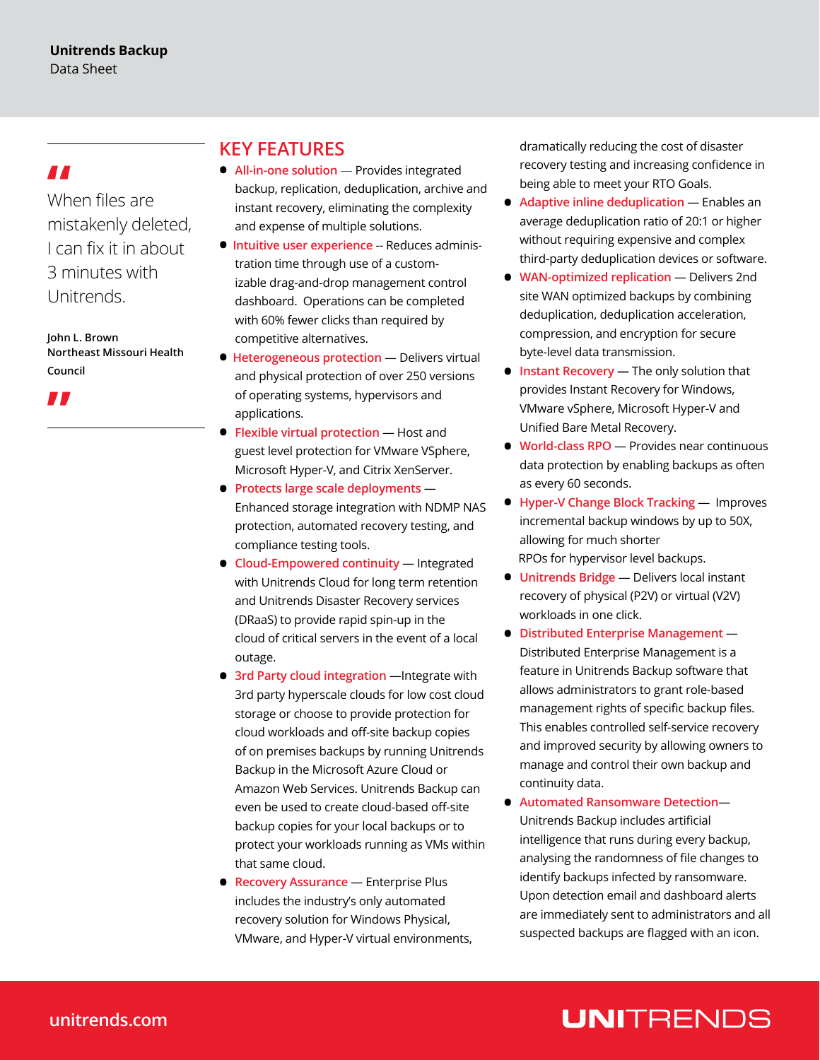> When files are mistakenly deleted, I can fix it in about 3 minutes with Unitrends.
>
> **John L. Brown**
> **Northeast Missouri Health Council**

## KEY FEATURES

- **All-in-one solution** — Provides integrated backup, replication, deduplication, archive and instant recovery, eliminating the complexity and expense of multiple solutions.
- **Intuitive user experience** -- Reduces administration time through use of a customizable drag-and-drop management control dashboard. Operations can be completed with 60% fewer clicks than required by competitive alternatives.
- **Heterogeneous protection** — Delivers virtual and physical protection of over 250 versions of operating systems, hypervisors and applications.
- **Flexible virtual protection** — Host and guest level protection for VMware VSphere, Microsoft Hyper-V, and Citrix XenServer.
- **Protects large scale deployments** — Enhanced storage integration with NDMP NAS protection, automated recovery testing, and compliance testing tools.
- **Cloud-Empowered continuity** — Integrated with Unitrends Cloud for long term retention and Unitrends Disaster Recovery services (DRaaS) to provide rapid spin-up in the cloud of critical servers in the event of a local outage.
- **3rd Party cloud integration** —Integrate with 3rd party hyperscale clouds for low cost cloud storage or choose to provide protection for cloud workloads and off-site backup copies of on premises backups by running Unitrends Backup in the Microsoft Azure Cloud or Amazon Web Services. Unitrends Backup can even be used to create cloud-based off-site backup copies for your local backups or to protect your workloads running as VMs within that same cloud.
- **Recovery Assurance** — Enterprise Plus includes the industry's only automated recovery solution for Windows Physical, VMware, and Hyper-V virtual environments, dramatically reducing the cost of disaster recovery testing and increasing confidence in being able to meet your RTO Goals.
- **Adaptive inline deduplication** — Enables an average deduplication ratio of 20:1 or higher without requiring expensive and complex third-party deduplication devices or software.
- **WAN-optimized replication** — Delivers 2nd site WAN optimized backups by combining deduplication, deduplication acceleration, compression, and encryption for secure byte-level data transmission.
- **Instant Recovery** — The only solution that provides Instant Recovery for Windows, VMware vSphere, Microsoft Hyper-V and Unified Bare Metal Recovery.
- **World-class RPO** — Provides near continuous data protection by enabling backups as often as every 60 seconds.
- **Hyper-V Change Block Tracking** — Improves incremental backup windows by up to 50X, allowing for much shorter RPOs for hypervisor level backups.
- **Unitrends Bridge** — Delivers local instant recovery of physical (P2V) or virtual (V2V) workloads in one click.
- **Distributed Enterprise Management** — Distributed Enterprise Management is a feature in Unitrends Backup software that allows administrators to grant role-based management rights of specific backup files. This enables controlled self-service recovery and improved security by allowing owners to manage and control their own backup and continuity data.
- **Automated Ransomware Detection**— Unitrends Backup includes artificial intelligence that runs during every backup, analysing the randomness of file changes to identify backups infected by ransomware. Upon detection email and dashboard alerts are immediately sent to administrators and all suspected backups are flagged with an icon.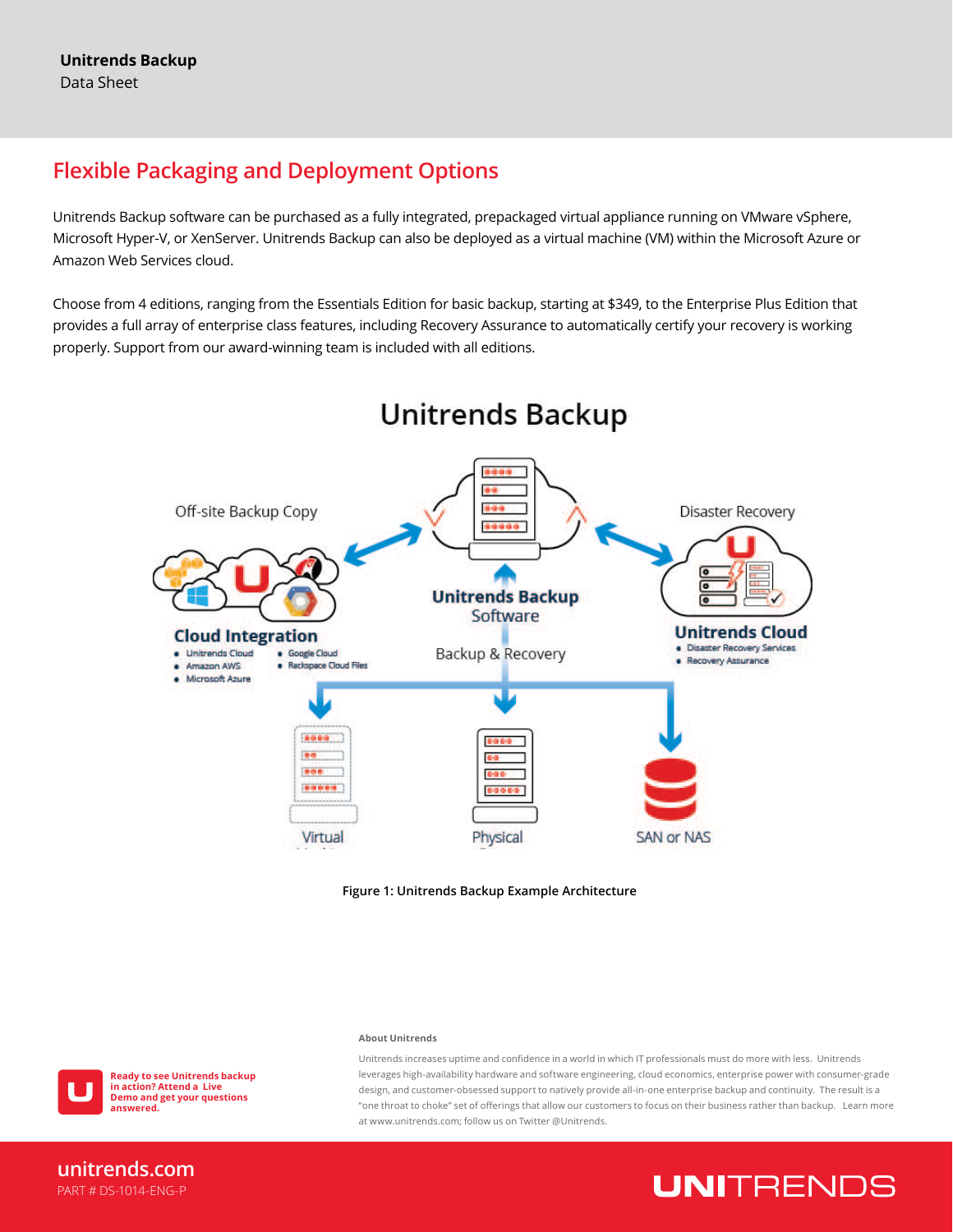## Flexible Packaging and Deployment Options

Unitrends Backup software can be purchased as a fully integrated, prepackaged virtual appliance running on VMware vSphere, Microsoft Hyper-V, or XenServer. Unitrends Backup can also be deployed as a virtual machine (VM) within the Microsoft Azure or Amazon Web Services cloud.

Choose from 4 editions, ranging from the Essentials Edition for basic backup, starting at $349, to the Enterprise Plus Edition that provides a full array of enterprise class features, including Recovery Assurance to automatically certify your recovery is working properly. Support from our award-winning team is included with all editions.

Unitrends Backup

Off-site Backup Copy

Disaster Recovery

Unitrends Backup Software

Backup & Recovery

Cloud Integration
- Unitrends Cloud
- Amazon AWS
- Microsoft Azure
- Google Cloud
- Rackspace Cloud Files

Unitrends Cloud
- Disaster Recovery Services
- Recovery Assurance

Virtual

Physical

SAN or NAS

**Figure 1: Unitrends Backup Example Architecture**

**Ready to see Unitrends backup in action? Attend a Live Demo and get your questions answered.**

**About Unitrends**

Unitrends increases uptime and confidence in a world in which IT professionals must do more with less. Unitrends leverages high-availability hardware and software engineering, cloud economics, enterprise power with consumer-grade design, and customer-obsessed support to natively provide all-in-one enterprise backup and continuity. The result is a "one throat to choke" set of offerings that allow our customers to focus on their business rather than backup. Learn more at www.unitrends.com; follow us on Twitter @Unitrends.

unitrends.com

PART # DS-1014-ENG-P

UNITRENDS